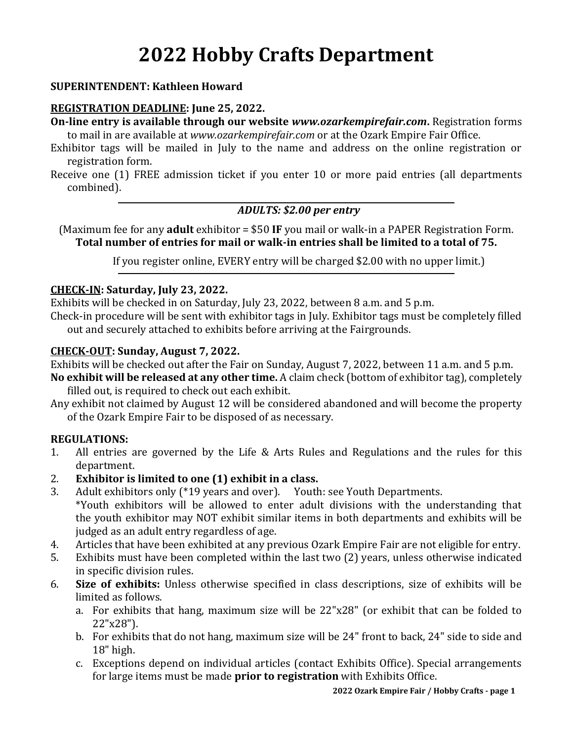# 2022 Hobby Crafts Department

**SUPERINTENDENT: Kathleen Howard**

**REGISTRATION DEADLINE: June 25, 2022.**

**On-line entry is available through our website *www.ozarkempirefair.com*.** Registration forms to mail in are available at *www.ozarkempirefair.com* or at the Ozark Empire Fair Office.

Exhibitor tags will be mailed in July to the name and address on the online registration or registration form.

Receive one (1) FREE admission ticket if you enter 10 or more paid entries (all departments combined).

---

***ADULTS: $2.00 per entry***

(Maximum fee for any **adult** exhibitor = $50 **IF** you mail or walk-in a PAPER Registration Form. **Total number of entries for mail or walk-in entries shall be limited to a total of 75.**

If you register online, EVERY entry will be charged $2.00 with no upper limit.)

---

**CHECK-IN: Saturday, July 23, 2022.**

Exhibits will be checked in on Saturday, July 23, 2022, between 8 a.m. and 5 p.m.

Check-in procedure will be sent with exhibitor tags in July. Exhibitor tags must be completely filled out and securely attached to exhibits before arriving at the Fairgrounds.

**CHECK-OUT: Sunday, August 7, 2022.**

Exhibits will be checked out after the Fair on Sunday, August 7, 2022, between 11 a.m. and 5 p.m.

**No exhibit will be released at any other time.** A claim check (bottom of exhibitor tag), completely filled out, is required to check out each exhibit.

Any exhibit not claimed by August 12 will be considered abandoned and will become the property of the Ozark Empire Fair to be disposed of as necessary.

**REGULATIONS:**

1. All entries are governed by the Life & Arts Rules and Regulations and the rules for this department.
2. **Exhibitor is limited to one (1) exhibit in a class.**
3. Adult exhibitors only (*19 years and over). Youth: see Youth Departments.
   *Youth exhibitors will be allowed to enter adult divisions with the understanding that the youth exhibitor may NOT exhibit similar items in both departments and exhibits will be judged as an adult entry regardless of age.
4. Articles that have been exhibited at any previous Ozark Empire Fair are not eligible for entry.
5. Exhibits must have been completed within the last two (2) years, unless otherwise indicated in specific division rules.
6. **Size of exhibits:** Unless otherwise specified in class descriptions, size of exhibits will be limited as follows.
   a. For exhibits that hang, maximum size will be 22"x28" (or exhibit that can be folded to 22"x28").
   b. For exhibits that do not hang, maximum size will be 24" front to back, 24" side to side and 18" high.
   c. Exceptions depend on individual articles (contact Exhibits Office). Special arrangements for large items must be made **prior to registration** with Exhibits Office.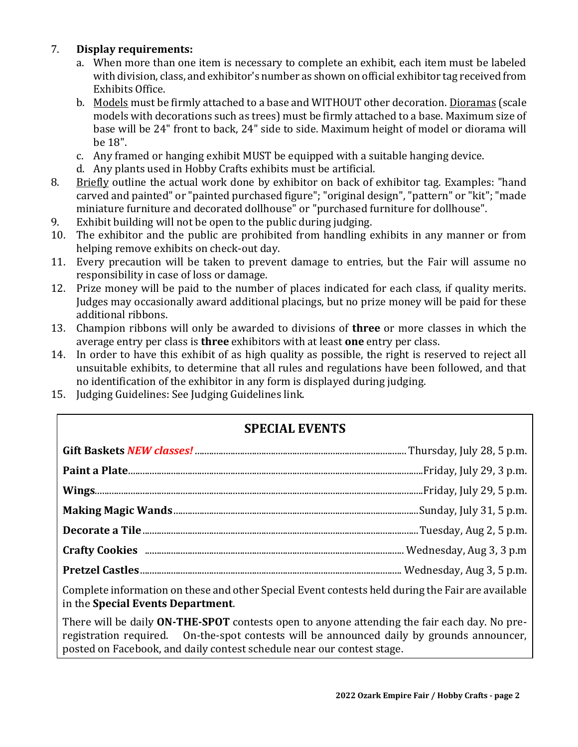7. **Display requirements:**
    a. When more than one item is necessary to complete an exhibit, each item must be labeled with division, class, and exhibitor's number as shown on official exhibitor tag received from Exhibits Office.
    b. <u>Models</u> must be firmly attached to a base and WITHOUT other decoration. <u>Dioramas</u> (scale models with decorations such as trees) must be firmly attached to a base. Maximum size of base will be 24" front to back, 24" side to side. Maximum height of model or diorama will be 18".
    c. Any framed or hanging exhibit MUST be equipped with a suitable hanging device.
    d. Any plants used in Hobby Crafts exhibits must be artificial.
8. <u>Briefly</u> outline the actual work done by exhibitor on back of exhibitor tag. Examples: "hand carved and painted" or "painted purchased figure"; "original design", "pattern" or "kit"; "made miniature furniture and decorated dollhouse" or "purchased furniture for dollhouse".
9. Exhibit building will not be open to the public during judging.
10. The exhibitor and the public are prohibited from handling exhibits in any manner or from helping remove exhibits on check-out day.
11. Every precaution will be taken to prevent damage to entries, but the Fair will assume no responsibility in case of loss or damage.
12. Prize money will be paid to the number of places indicated for each class, if quality merits. Judges may occasionally award additional placings, but no prize money will be paid for these additional ribbons.
13. Champion ribbons will only be awarded to divisions of **three** or more classes in which the average entry per class is **three** exhibitors with at least **one** entry per class.
14. In order to have this exhibit of as high quality as possible, the right is reserved to reject all unsuitable exhibits, to determine that all rules and regulations have been followed, and that no identification of the exhibitor in any form is displayed during judging.
15. Judging Guidelines: See Judging Guidelines link.

## SPECIAL EVENTS

**Gift Baskets** ***NEW classes!*** ........ Thursday, July 28, 5 p.m.

**Paint a Plate**........ Friday, July 29, 3 p.m.

**Wings**........ Friday, July 29, 5 p.m.

**Making Magic Wands**........ Sunday, July 31, 5 p.m.

**Decorate a Tile**........ Tuesday, Aug 2, 5 p.m.

**Crafty Cookies** ........ Wednesday, Aug 3, 3 p.m

**Pretzel Castles**........ Wednesday, Aug 3, 5 p.m.

Complete information on these and other Special Event contests held during the Fair are available in the **Special Events Department**.

There will be daily **ON-THE-SPOT** contests open to anyone attending the fair each day. No pre-registration required. On-the-spot contests will be announced daily by grounds announcer, posted on Facebook, and daily contest schedule near our contest stage.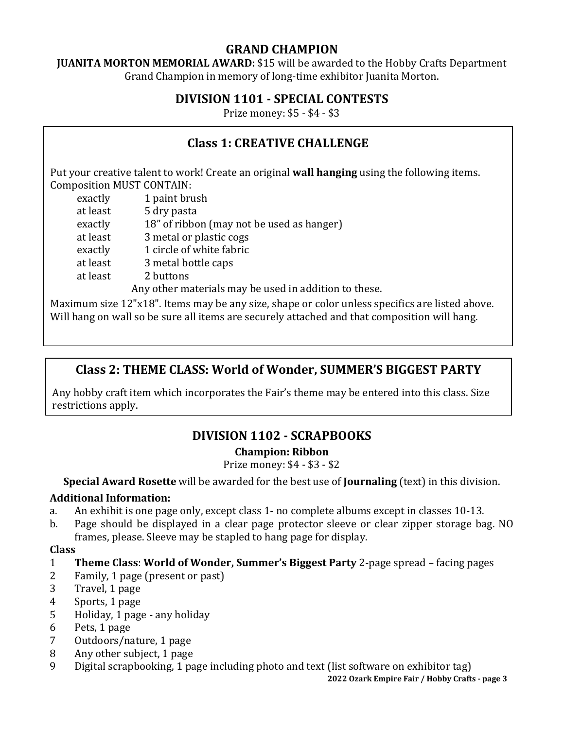## GRAND CHAMPION

**JUANITA MORTON MEMORIAL AWARD:** $15 will be awarded to the Hobby Crafts Department Grand Champion in memory of long-time exhibitor Juanita Morton.

## DIVISION 1101 - SPECIAL CONTESTS

Prize money: $5 - $4 - $3

### Class 1: CREATIVE CHALLENGE

Put your creative talent to work! Create an original **wall hanging** using the following items. Composition MUST CONTAIN:

| | |
|---|---|
| exactly | 1 paint brush |
| at least | 5 dry pasta |
| exactly | 18" of ribbon (may not be used as hanger) |
| at least | 3 metal or plastic cogs |
| exactly | 1 circle of white fabric |
| at least | 3 metal bottle caps |
| at least | 2 buttons |

Any other materials may be used in addition to these.

Maximum size 12"x18". Items may be any size, shape or color unless specifics are listed above. Will hang on wall so be sure all items are securely attached and that composition will hang.

### Class 2: THEME CLASS: World of Wonder, SUMMER'S BIGGEST PARTY

Any hobby craft item which incorporates the Fair's theme may be entered into this class. Size restrictions apply.

## DIVISION 1102 - SCRAPBOOKS

**Champion: Ribbon**

Prize money: $4 - $3 - $2

**Special Award Rosette** will be awarded for the best use of **Journaling** (text) in this division.

**Additional Information:**

a. An exhibit is one page only, except class 1- no complete albums except in classes 10-13.
b. Page should be displayed in a clear page protector sleeve or clear zipper storage bag. NO frames, please. Sleeve may be stapled to hang page for display.

**Class**

1 **Theme Class**: **World of Wonder, Summer's Biggest Party** 2-page spread – facing pages
2 Family, 1 page (present or past)
3 Travel, 1 page
4 Sports, 1 page
5 Holiday, 1 page - any holiday
6 Pets, 1 page
7 Outdoors/nature, 1 page
8 Any other subject, 1 page
9 Digital scrapbooking, 1 page including photo and text (list software on exhibitor tag)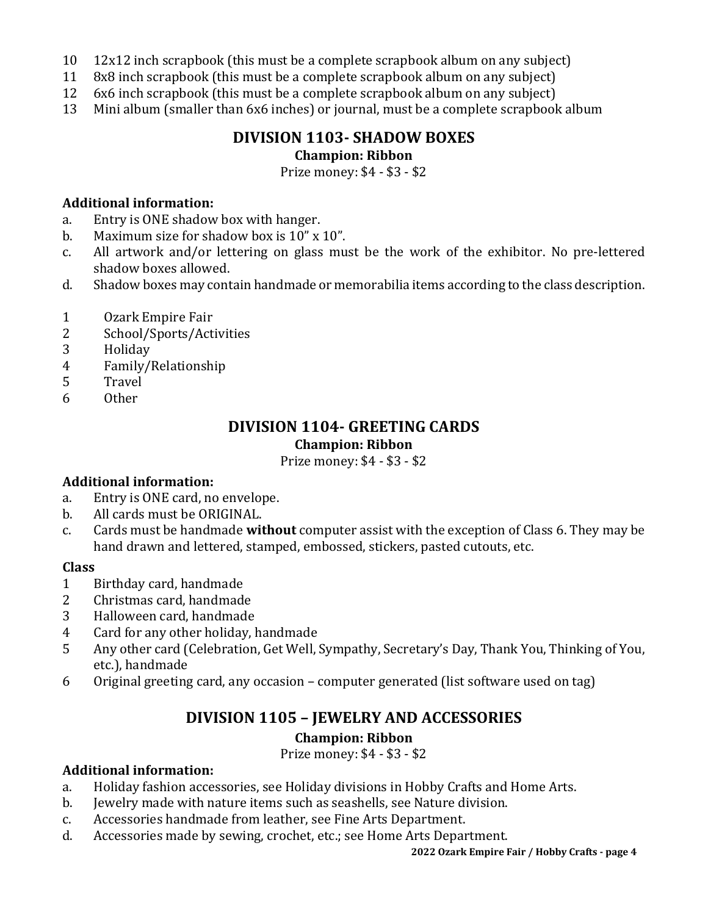10 12x12 inch scrapbook (this must be a complete scrapbook album on any subject)
11 8x8 inch scrapbook (this must be a complete scrapbook album on any subject)
12 6x6 inch scrapbook (this must be a complete scrapbook album on any subject)
13 Mini album (smaller than 6x6 inches) or journal, must be a complete scrapbook album

## DIVISION 1103- SHADOW BOXES

**Champion: Ribbon**

Prize money: $4 - $3 - $2

**Additional information:**

a. Entry is ONE shadow box with hanger.
b. Maximum size for shadow box is 10" x 10".
c. All artwork and/or lettering on glass must be the work of the exhibitor. No pre-lettered shadow boxes allowed.
d. Shadow boxes may contain handmade or memorabilia items according to the class description.

1 Ozark Empire Fair
2 School/Sports/Activities
3 Holiday
4 Family/Relationship
5 Travel
6 Other

## DIVISION 1104- GREETING CARDS

**Champion: Ribbon**

Prize money: $4 - $3 - $2

**Additional information:**

a. Entry is ONE card, no envelope.
b. All cards must be ORIGINAL.
c. Cards must be handmade **without** computer assist with the exception of Class 6. They may be hand drawn and lettered, stamped, embossed, stickers, pasted cutouts, etc.

**Class**

1 Birthday card, handmade
2 Christmas card, handmade
3 Halloween card, handmade
4 Card for any other holiday, handmade
5 Any other card (Celebration, Get Well, Sympathy, Secretary's Day, Thank You, Thinking of You, etc.), handmade
6 Original greeting card, any occasion – computer generated (list software used on tag)

## DIVISION 1105 – JEWELRY AND ACCESSORIES

**Champion: Ribbon**

Prize money: $4 - $3 - $2

**Additional information:**

a. Holiday fashion accessories, see Holiday divisions in Hobby Crafts and Home Arts.
b. Jewelry made with nature items such as seashells, see Nature division.
c. Accessories handmade from leather, see Fine Arts Department.
d. Accessories made by sewing, crochet, etc.; see Home Arts Department.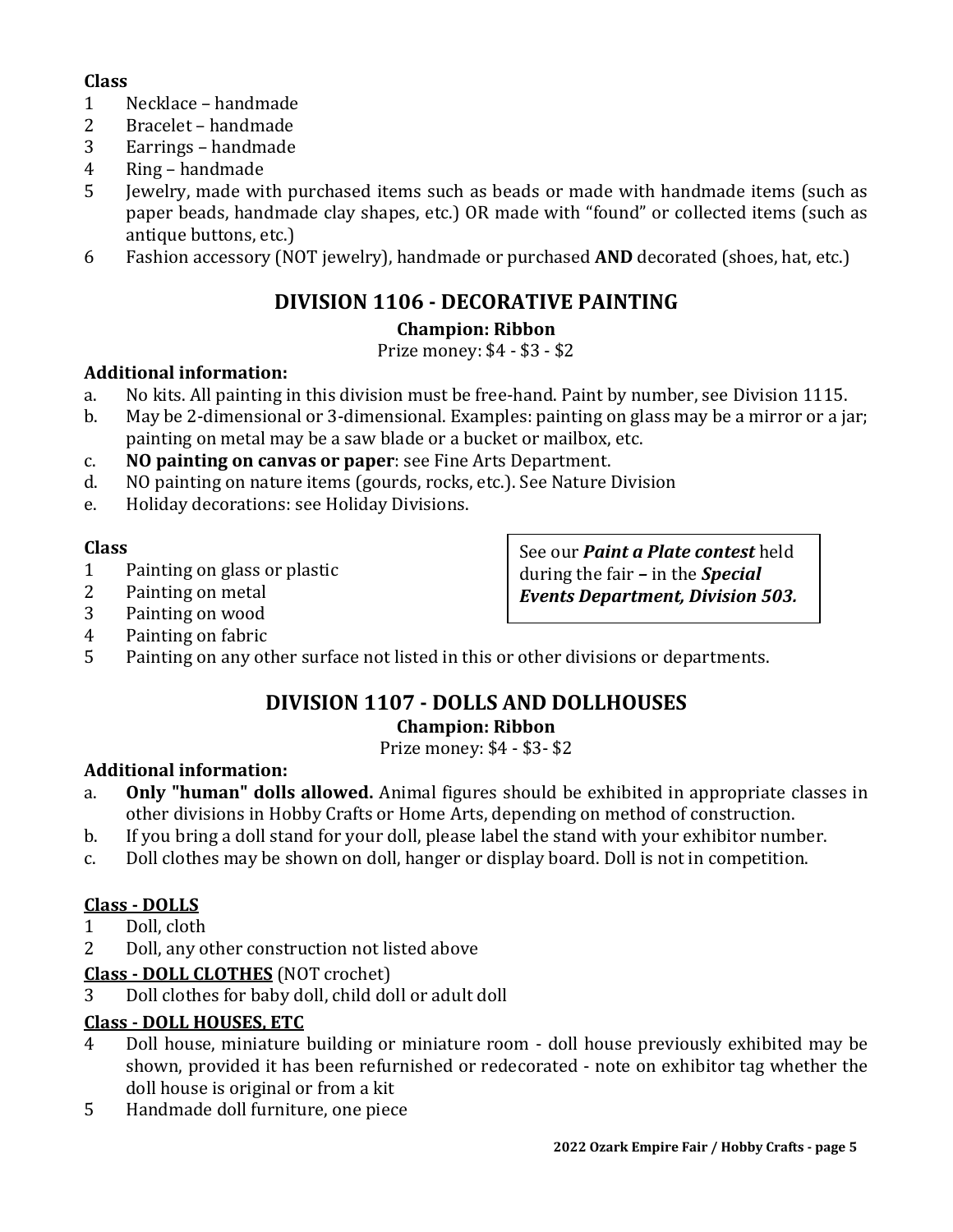**Class**

1 Necklace – handmade
2 Bracelet – handmade
3 Earrings – handmade
4 Ring – handmade
5 Jewelry, made with purchased items such as beads or made with handmade items (such as paper beads, handmade clay shapes, etc.) OR made with "found" or collected items (such as antique buttons, etc.)
6 Fashion accessory (NOT jewelry), handmade or purchased **AND** decorated (shoes, hat, etc.)

## DIVISION 1106 - DECORATIVE PAINTING

**Champion: Ribbon**

Prize money: $4 - $3 - $2

**Additional information:**

a. No kits. All painting in this division must be free-hand. Paint by number, see Division 1115.
b. May be 2-dimensional or 3-dimensional. Examples: painting on glass may be a mirror or a jar; painting on metal may be a saw blade or a bucket or mailbox, etc.
c. **NO painting on canvas or paper**: see Fine Arts Department.
d. NO painting on nature items (gourds, rocks, etc.). See Nature Division
e. Holiday decorations: see Holiday Divisions.

**Class**

1 Painting on glass or plastic
2 Painting on metal
3 Painting on wood
4 Painting on fabric
5 Painting on any other surface not listed in this or other divisions or departments.

See our ***Paint a Plate contest*** held during the fair **–** in the ***Special Events Department, Division 503.***

## DIVISION 1107 - DOLLS AND DOLLHOUSES

**Champion: Ribbon**

Prize money: $4 - $3- $2

**Additional information:**

a. **Only "human" dolls allowed.** Animal figures should be exhibited in appropriate classes in other divisions in Hobby Crafts or Home Arts, depending on method of construction.
b. If you bring a doll stand for your doll, please label the stand with your exhibitor number.
c. Doll clothes may be shown on doll, hanger or display board. Doll is not in competition.

**Class - DOLLS**

1 Doll, cloth
2 Doll, any other construction not listed above

**Class - DOLL CLOTHES** (NOT crochet)

3 Doll clothes for baby doll, child doll or adult doll

**Class - DOLL HOUSES, ETC**

4 Doll house, miniature building or miniature room - doll house previously exhibited may be shown, provided it has been refurnished or redecorated - note on exhibitor tag whether the doll house is original or from a kit
5 Handmade doll furniture, one piece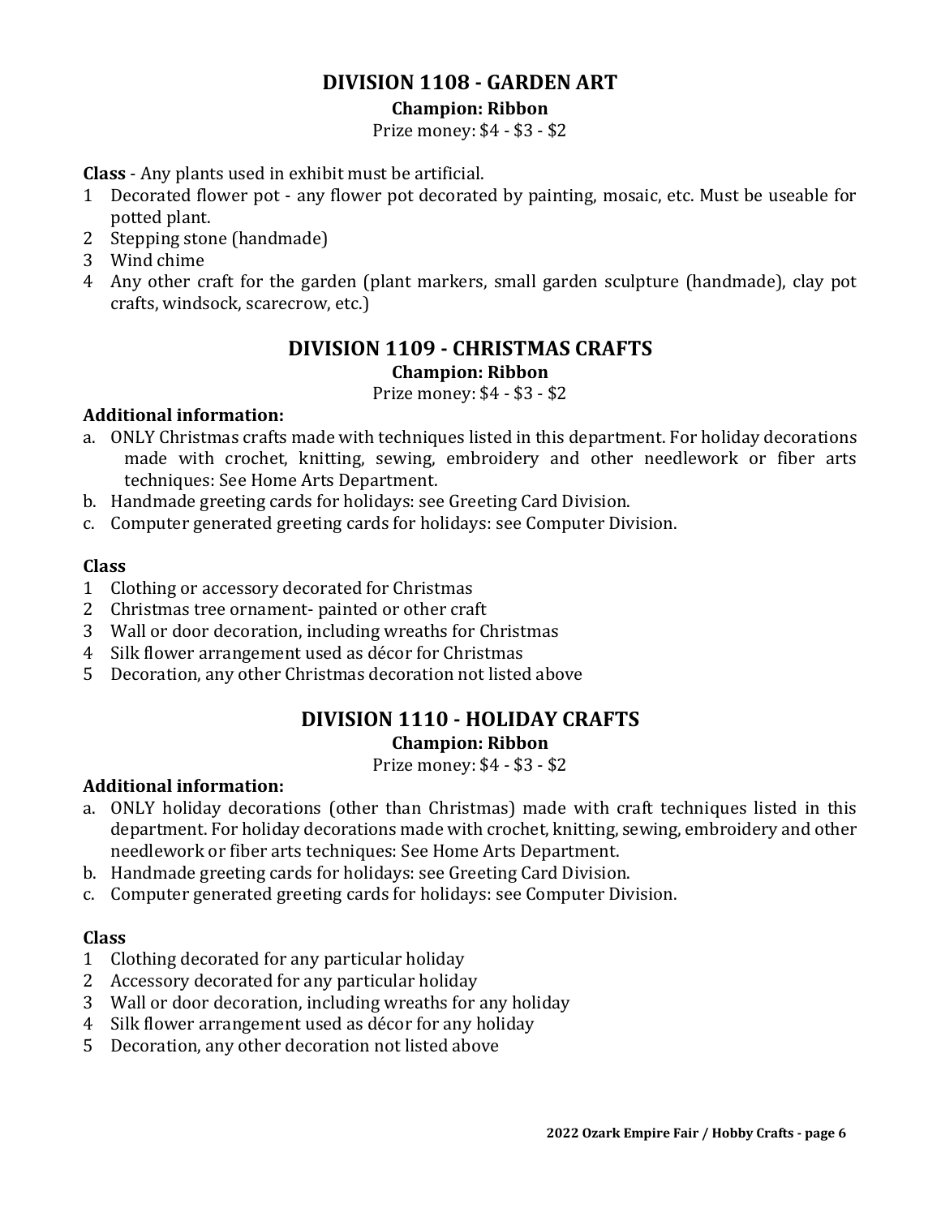## DIVISION 1108 - GARDEN ART

**Champion: Ribbon**

Prize money: $4 - $3 - $2

**Class** - Any plants used in exhibit must be artificial.

1 Decorated flower pot - any flower pot decorated by painting, mosaic, etc. Must be useable for potted plant.
2 Stepping stone (handmade)
3 Wind chime
4 Any other craft for the garden (plant markers, small garden sculpture (handmade), clay pot crafts, windsock, scarecrow, etc.)

## DIVISION 1109 - CHRISTMAS CRAFTS

**Champion: Ribbon**

Prize money: $4 - $3 - $2

**Additional information:**

a. ONLY Christmas crafts made with techniques listed in this department. For holiday decorations made with crochet, knitting, sewing, embroidery and other needlework or fiber arts techniques: See Home Arts Department.
b. Handmade greeting cards for holidays: see Greeting Card Division.
c. Computer generated greeting cards for holidays: see Computer Division.

**Class**

1 Clothing or accessory decorated for Christmas
2 Christmas tree ornament- painted or other craft
3 Wall or door decoration, including wreaths for Christmas
4 Silk flower arrangement used as décor for Christmas
5 Decoration, any other Christmas decoration not listed above

## DIVISION 1110 - HOLIDAY CRAFTS

**Champion: Ribbon**

Prize money: $4 - $3 - $2

**Additional information:**

a. ONLY holiday decorations (other than Christmas) made with craft techniques listed in this department. For holiday decorations made with crochet, knitting, sewing, embroidery and other needlework or fiber arts techniques: See Home Arts Department.
b. Handmade greeting cards for holidays: see Greeting Card Division.
c. Computer generated greeting cards for holidays: see Computer Division.

**Class**

1 Clothing decorated for any particular holiday
2 Accessory decorated for any particular holiday
3 Wall or door decoration, including wreaths for any holiday
4 Silk flower arrangement used as décor for any holiday
5 Decoration, any other decoration not listed above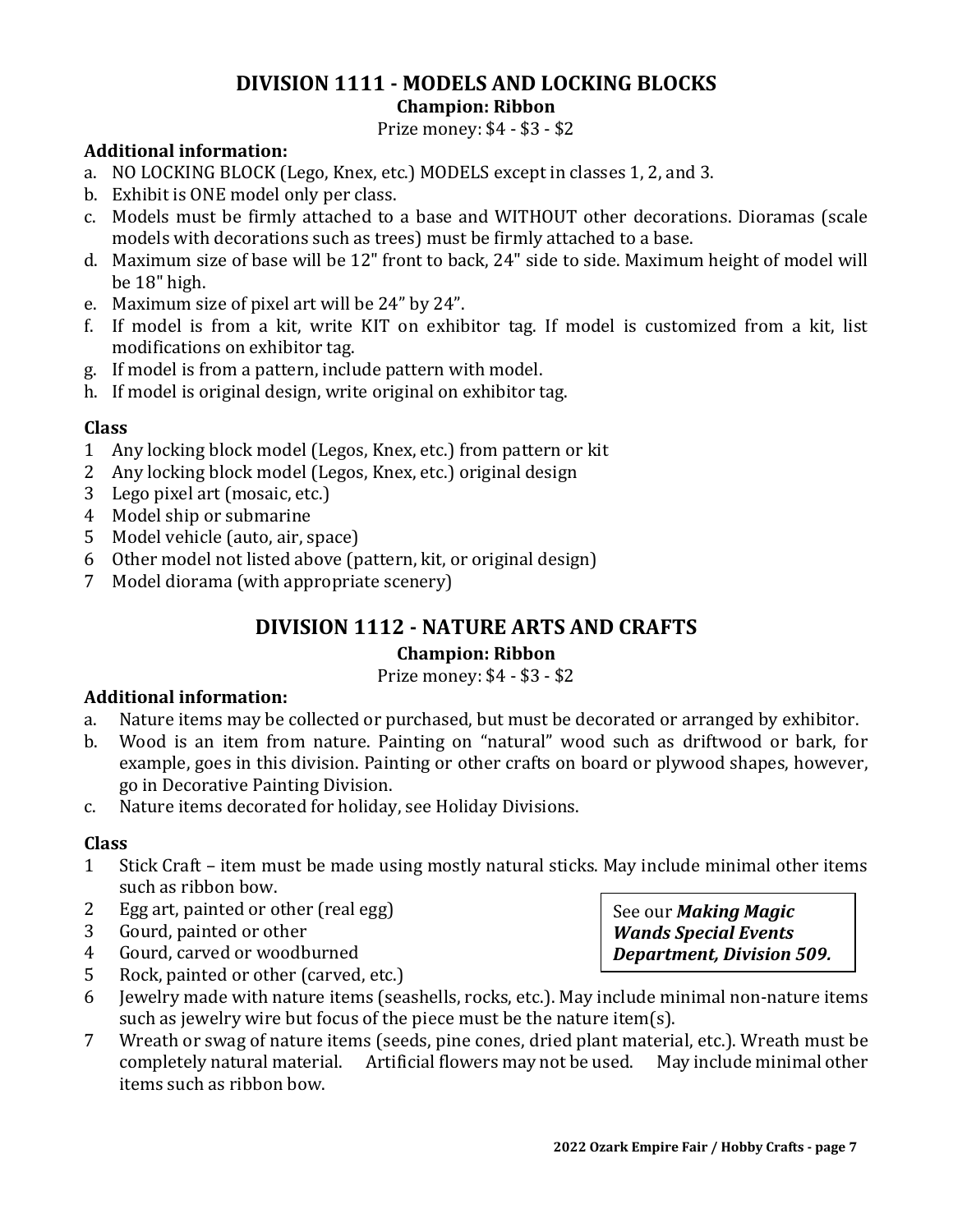## DIVISION 1111 - MODELS AND LOCKING BLOCKS

**Champion: Ribbon**

Prize money: $4 - $3 - $2

**Additional information:**

a. NO LOCKING BLOCK (Lego, Knex, etc.) MODELS except in classes 1, 2, and 3.
b. Exhibit is ONE model only per class.
c. Models must be firmly attached to a base and WITHOUT other decorations. Dioramas (scale models with decorations such as trees) must be firmly attached to a base.
d. Maximum size of base will be 12" front to back, 24" side to side. Maximum height of model will be 18" high.
e. Maximum size of pixel art will be 24" by 24".
f. If model is from a kit, write KIT on exhibitor tag. If model is customized from a kit, list modifications on exhibitor tag.
g. If model is from a pattern, include pattern with model.
h. If model is original design, write original on exhibitor tag.

**Class**

1 Any locking block model (Legos, Knex, etc.) from pattern or kit
2 Any locking block model (Legos, Knex, etc.) original design
3 Lego pixel art (mosaic, etc.)
4 Model ship or submarine
5 Model vehicle (auto, air, space)
6 Other model not listed above (pattern, kit, or original design)
7 Model diorama (with appropriate scenery)

## DIVISION 1112 - NATURE ARTS AND CRAFTS

**Champion: Ribbon**

Prize money: $4 - $3 - $2

**Additional information:**

a. Nature items may be collected or purchased, but must be decorated or arranged by exhibitor.
b. Wood is an item from nature. Painting on "natural" wood such as driftwood or bark, for example, goes in this division. Painting or other crafts on board or plywood shapes, however, go in Decorative Painting Division.
c. Nature items decorated for holiday, see Holiday Divisions.

**Class**

1 Stick Craft – item must be made using mostly natural sticks. May include minimal other items such as ribbon bow.
2 Egg art, painted or other (real egg)
3 Gourd, painted or other
4 Gourd, carved or woodburned
5 Rock, painted or other (carved, etc.)
6 Jewelry made with nature items (seashells, rocks, etc.). May include minimal non-nature items such as jewelry wire but focus of the piece must be the nature item(s).
7 Wreath or swag of nature items (seeds, pine cones, dried plant material, etc.). Wreath must be completely natural material. Artificial flowers may not be used. May include minimal other items such as ribbon bow.

See our ***Making Magic Wands Special Events Department, Division 509.***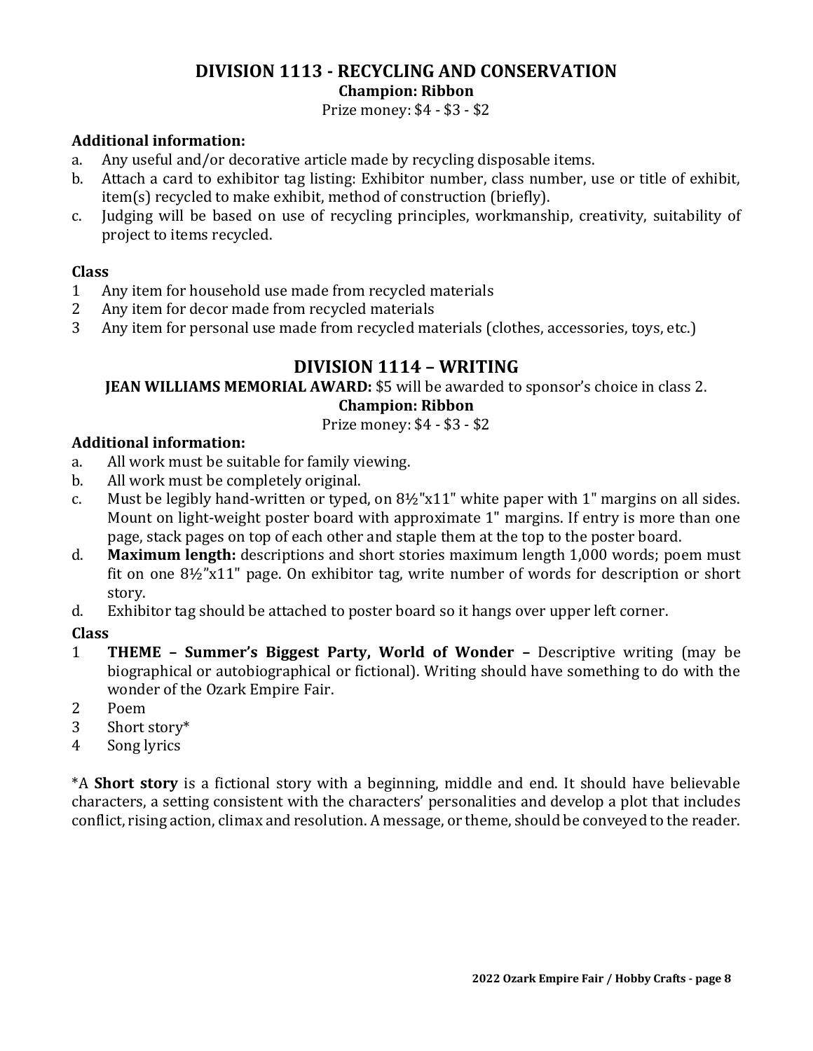## DIVISION 1113 - RECYCLING AND CONSERVATION

**Champion: Ribbon**

Prize money: $4 - $3 - $2

**Additional information:**

a. Any useful and/or decorative article made by recycling disposable items.
b. Attach a card to exhibitor tag listing: Exhibitor number, class number, use or title of exhibit, item(s) recycled to make exhibit, method of construction (briefly).
c. Judging will be based on use of recycling principles, workmanship, creativity, suitability of project to items recycled.

**Class**

1 Any item for household use made from recycled materials
2 Any item for decor made from recycled materials
3 Any item for personal use made from recycled materials (clothes, accessories, toys, etc.)

## DIVISION 1114 – WRITING

**JEAN WILLIAMS MEMORIAL AWARD:** $5 will be awarded to sponsor's choice in class 2.

**Champion: Ribbon**

Prize money: $4 - $3 - $2

**Additional information:**

a. All work must be suitable for family viewing.
b. All work must be completely original.
c. Must be legibly hand-written or typed, on 8½"x11" white paper with 1" margins on all sides. Mount on light-weight poster board with approximate 1" margins. If entry is more than one page, stack pages on top of each other and staple them at the top to the poster board.
d. **Maximum length:** descriptions and short stories maximum length 1,000 words; poem must fit on one 8½"x11" page. On exhibitor tag, write number of words for description or short story.
d. Exhibitor tag should be attached to poster board so it hangs over upper left corner.

**Class**

1 **THEME – Summer's Biggest Party, World of Wonder –** Descriptive writing (may be biographical or autobiographical or fictional). Writing should have something to do with the wonder of the Ozark Empire Fair.
2 Poem
3 Short story*
4 Song lyrics

*A **Short story** is a fictional story with a beginning, middle and end. It should have believable characters, a setting consistent with the characters' personalities and develop a plot that includes conflict, rising action, climax and resolution. A message, or theme, should be conveyed to the reader.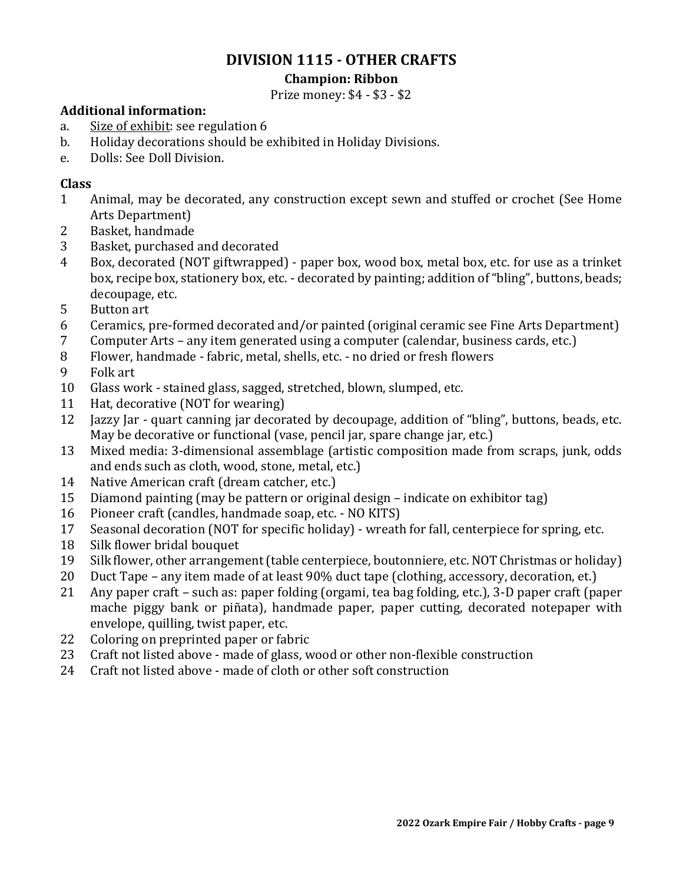## DIVISION 1115 - OTHER CRAFTS

**Champion: Ribbon**

Prize money: $4 - $3 - $2

**Additional information:**

a. Size of exhibit: see regulation 6
b. Holiday decorations should be exhibited in Holiday Divisions.
e. Dolls: See Doll Division.

**Class**

1 Animal, may be decorated, any construction except sewn and stuffed or crochet (See Home Arts Department)
2 Basket, handmade
3 Basket, purchased and decorated
4 Box, decorated (NOT giftwrapped) - paper box, wood box, metal box, etc. for use as a trinket box, recipe box, stationery box, etc. - decorated by painting; addition of "bling", buttons, beads; decoupage, etc.
5 Button art
6 Ceramics, pre-formed decorated and/or painted (original ceramic see Fine Arts Department)
7 Computer Arts – any item generated using a computer (calendar, business cards, etc.)
8 Flower, handmade - fabric, metal, shells, etc. - no dried or fresh flowers
9 Folk art
10 Glass work - stained glass, sagged, stretched, blown, slumped, etc.
11 Hat, decorative (NOT for wearing)
12 Jazzy Jar - quart canning jar decorated by decoupage, addition of "bling", buttons, beads, etc. May be decorative or functional (vase, pencil jar, spare change jar, etc.)
13 Mixed media: 3-dimensional assemblage (artistic composition made from scraps, junk, odds and ends such as cloth, wood, stone, metal, etc.)
14 Native American craft (dream catcher, etc.)
15 Diamond painting (may be pattern or original design – indicate on exhibitor tag)
16 Pioneer craft (candles, handmade soap, etc. - NO KITS)
17 Seasonal decoration (NOT for specific holiday) - wreath for fall, centerpiece for spring, etc.
18 Silk flower bridal bouquet
19 Silk flower, other arrangement (table centerpiece, boutonniere, etc. NOT Christmas or holiday)
20 Duct Tape – any item made of at least 90% duct tape (clothing, accessory, decoration, et.)
21 Any paper craft – such as: paper folding (orgami, tea bag folding, etc.), 3-D paper craft (paper mache piggy bank or piñata), handmade paper, paper cutting, decorated notepaper with envelope, quilling, twist paper, etc.
22 Coloring on preprinted paper or fabric
23 Craft not listed above - made of glass, wood or other non-flexible construction
24 Craft not listed above - made of cloth or other soft construction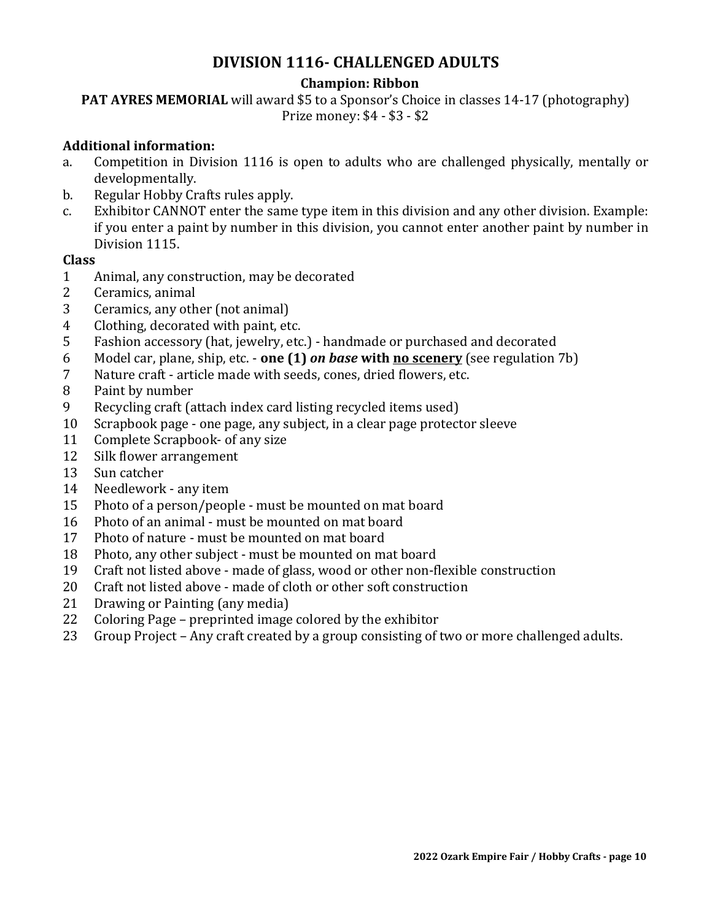## DIVISION 1116- CHALLENGED ADULTS

**Champion: Ribbon**

**PAT AYRES MEMORIAL** will award $5 to a Sponsor's Choice in classes 14-17 (photography)
Prize money: $4 - $3 - $2

**Additional information:**

a. Competition in Division 1116 is open to adults who are challenged physically, mentally or developmentally.
b. Regular Hobby Crafts rules apply.
c. Exhibitor CANNOT enter the same type item in this division and any other division. Example: if you enter a paint by number in this division, you cannot enter another paint by number in Division 1115.

**Class**

1 Animal, any construction, may be decorated
2 Ceramics, animal
3 Ceramics, any other (not animal)
4 Clothing, decorated with paint, etc.
5 Fashion accessory (hat, jewelry, etc.) - handmade or purchased and decorated
6 Model car, plane, ship, etc. - **one (1)** ***on base*** **with <u>no scenery</u>** (see regulation 7b)
7 Nature craft - article made with seeds, cones, dried flowers, etc.
8 Paint by number
9 Recycling craft (attach index card listing recycled items used)
10 Scrapbook page - one page, any subject, in a clear page protector sleeve
11 Complete Scrapbook- of any size
12 Silk flower arrangement
13 Sun catcher
14 Needlework - any item
15 Photo of a person/people - must be mounted on mat board
16 Photo of an animal - must be mounted on mat board
17 Photo of nature - must be mounted on mat board
18 Photo, any other subject - must be mounted on mat board
19 Craft not listed above - made of glass, wood or other non-flexible construction
20 Craft not listed above - made of cloth or other soft construction
21 Drawing or Painting (any media)
22 Coloring Page – preprinted image colored by the exhibitor
23 Group Project – Any craft created by a group consisting of two or more challenged adults.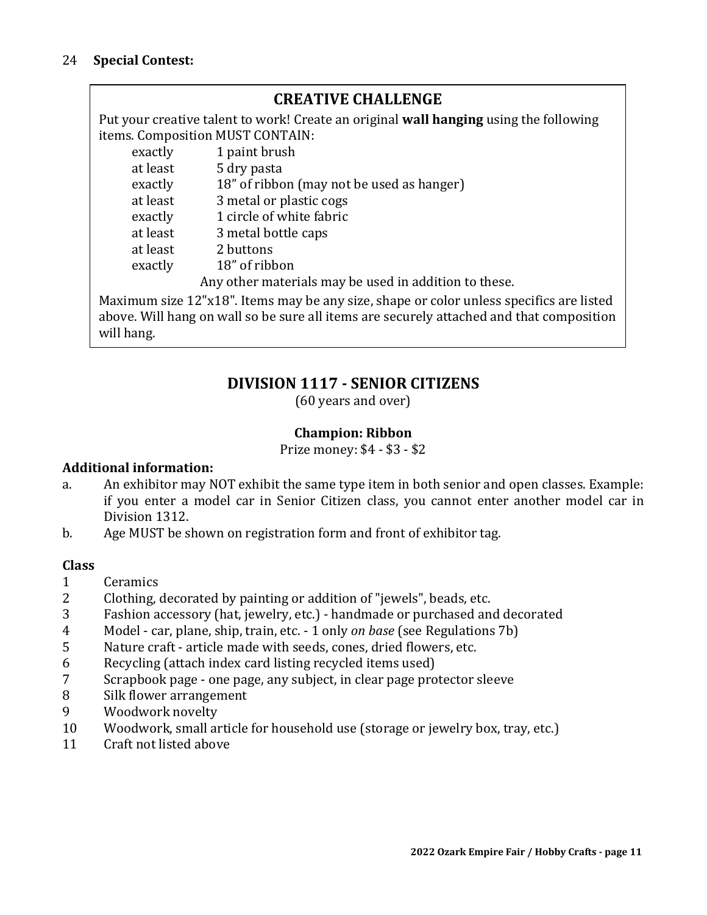24 **Special Contest:**

## CREATIVE CHALLENGE

Put your creative talent to work! Create an original **wall hanging** using the following items. Composition MUST CONTAIN:

| | |
|---|---|
| exactly | 1 paint brush |
| at least | 5 dry pasta |
| exactly | 18" of ribbon (may not be used as hanger) |
| at least | 3 metal or plastic cogs |
| exactly | 1 circle of white fabric |
| at least | 3 metal bottle caps |
| at least | 2 buttons |
| exactly | 18" of ribbon |

Any other materials may be used in addition to these.

Maximum size 12"x18". Items may be any size, shape or color unless specifics are listed above. Will hang on wall so be sure all items are securely attached and that composition will hang.

## DIVISION 1117 - SENIOR CITIZENS

(60 years and over)

**Champion: Ribbon**

Prize money: $4 - $3 - $2

**Additional information:**

a. An exhibitor may NOT exhibit the same type item in both senior and open classes. Example: if you enter a model car in Senior Citizen class, you cannot enter another model car in Division 1312.

b. Age MUST be shown on registration form and front of exhibitor tag.

**Class**

1 Ceramics
2 Clothing, decorated by painting or addition of "jewels", beads, etc.
3 Fashion accessory (hat, jewelry, etc.) - handmade or purchased and decorated
4 Model - car, plane, ship, train, etc. - 1 only *on base* (see Regulations 7b)
5 Nature craft - article made with seeds, cones, dried flowers, etc.
6 Recycling (attach index card listing recycled items used)
7 Scrapbook page - one page, any subject, in clear page protector sleeve
8 Silk flower arrangement
9 Woodwork novelty
10 Woodwork, small article for household use (storage or jewelry box, tray, etc.)
11 Craft not listed above